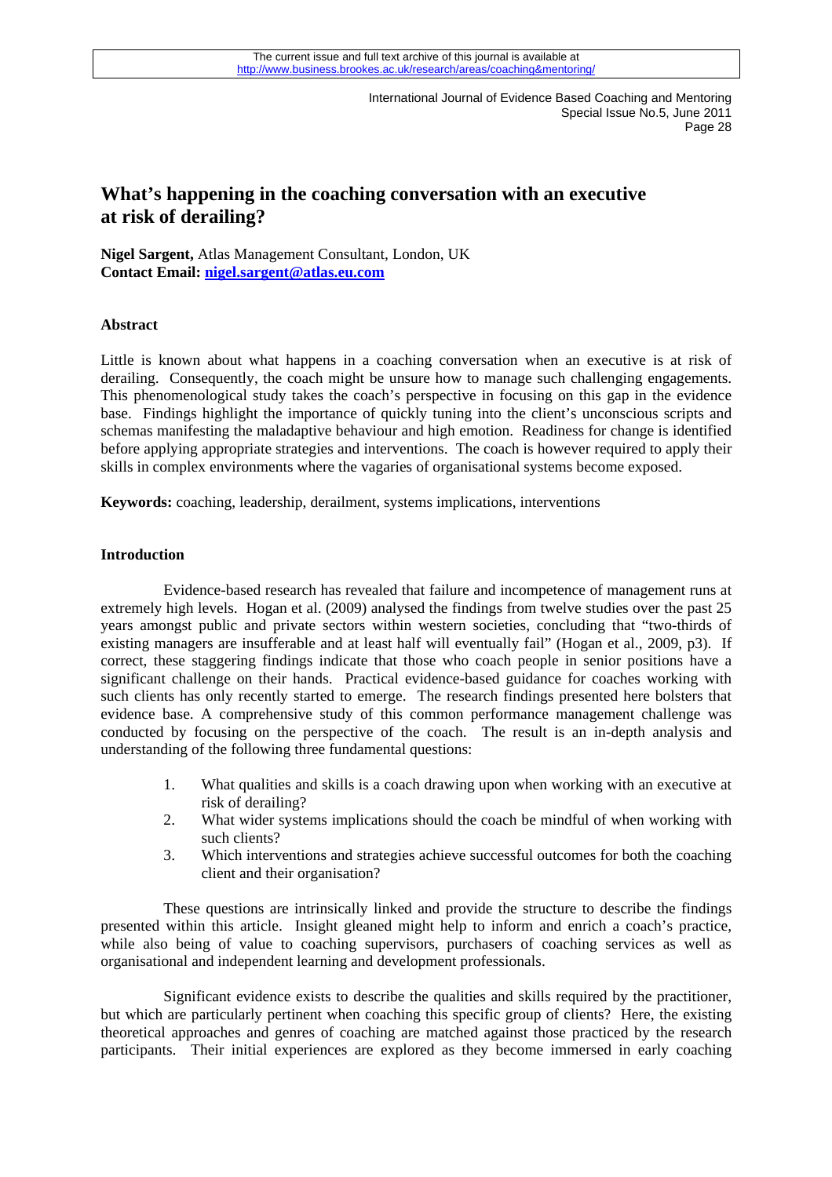# What's happening in the coaching conversation with an executive at risk of derailing?

**Nigel Sargent,** Atlas Management Consultant, London, UK
**Contact Email:** nigel.sargent@atlas.eu.com

### Abstract

Little is known about what happens in a coaching conversation when an executive is at risk of derailing. Consequently, the coach might be unsure how to manage such challenging engagements. This phenomenological study takes the coach's perspective in focusing on this gap in the evidence base. Findings highlight the importance of quickly tuning into the client's unconscious scripts and schemas manifesting the maladaptive behaviour and high emotion. Readiness for change is identified before applying appropriate strategies and interventions. The coach is however required to apply their skills in complex environments where the vagaries of organisational systems become exposed.

**Keywords:** coaching, leadership, derailment, systems implications, interventions

### Introduction

Evidence-based research has revealed that failure and incompetence of management runs at extremely high levels. Hogan et al. (2009) analysed the findings from twelve studies over the past 25 years amongst public and private sectors within western societies, concluding that "two-thirds of existing managers are insufferable and at least half will eventually fail" (Hogan et al., 2009, p3). If correct, these staggering findings indicate that those who coach people in senior positions have a significant challenge on their hands. Practical evidence-based guidance for coaches working with such clients has only recently started to emerge. The research findings presented here bolsters that evidence base. A comprehensive study of this common performance management challenge was conducted by focusing on the perspective of the coach. The result is an in-depth analysis and understanding of the following three fundamental questions:

1. What qualities and skills is a coach drawing upon when working with an executive at risk of derailing?
2. What wider systems implications should the coach be mindful of when working with such clients?
3. Which interventions and strategies achieve successful outcomes for both the coaching client and their organisation?

These questions are intrinsically linked and provide the structure to describe the findings presented within this article. Insight gleaned might help to inform and enrich a coach's practice, while also being of value to coaching supervisors, purchasers of coaching services as well as organisational and independent learning and development professionals.

Significant evidence exists to describe the qualities and skills required by the practitioner, but which are particularly pertinent when coaching this specific group of clients? Here, the existing theoretical approaches and genres of coaching are matched against those practiced by the research participants. Their initial experiences are explored as they become immersed in early coaching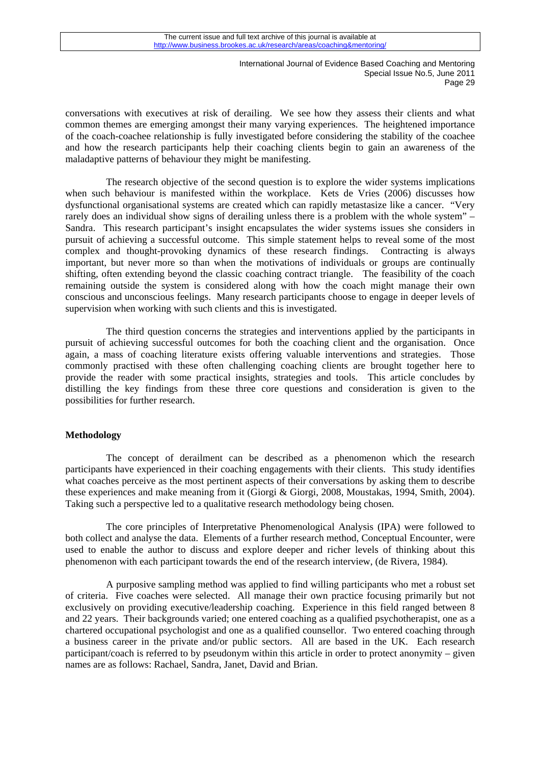conversations with executives at risk of derailing. We see how they assess their clients and what common themes are emerging amongst their many varying experiences. The heightened importance of the coach-coachee relationship is fully investigated before considering the stability of the coachee and how the research participants help their coaching clients begin to gain an awareness of the maladaptive patterns of behaviour they might be manifesting.

The research objective of the second question is to explore the wider systems implications when such behaviour is manifested within the workplace. Kets de Vries (2006) discusses how dysfunctional organisational systems are created which can rapidly metastasize like a cancer. "Very rarely does an individual show signs of derailing unless there is a problem with the whole system" – Sandra. This research participant's insight encapsulates the wider systems issues she considers in pursuit of achieving a successful outcome. This simple statement helps to reveal some of the most complex and thought-provoking dynamics of these research findings. Contracting is always important, but never more so than when the motivations of individuals or groups are continually shifting, often extending beyond the classic coaching contract triangle. The feasibility of the coach remaining outside the system is considered along with how the coach might manage their own conscious and unconscious feelings. Many research participants choose to engage in deeper levels of supervision when working with such clients and this is investigated.

The third question concerns the strategies and interventions applied by the participants in pursuit of achieving successful outcomes for both the coaching client and the organisation. Once again, a mass of coaching literature exists offering valuable interventions and strategies. Those commonly practised with these often challenging coaching clients are brought together here to provide the reader with some practical insights, strategies and tools. This article concludes by distilling the key findings from these three core questions and consideration is given to the possibilities for further research.

## Methodology

The concept of derailment can be described as a phenomenon which the research participants have experienced in their coaching engagements with their clients. This study identifies what coaches perceive as the most pertinent aspects of their conversations by asking them to describe these experiences and make meaning from it (Giorgi & Giorgi, 2008, Moustakas, 1994, Smith, 2004). Taking such a perspective led to a qualitative research methodology being chosen.

The core principles of Interpretative Phenomenological Analysis (IPA) were followed to both collect and analyse the data. Elements of a further research method, Conceptual Encounter, were used to enable the author to discuss and explore deeper and richer levels of thinking about this phenomenon with each participant towards the end of the research interview, (de Rivera, 1984).

A purposive sampling method was applied to find willing participants who met a robust set of criteria. Five coaches were selected. All manage their own practice focusing primarily but not exclusively on providing executive/leadership coaching. Experience in this field ranged between 8 and 22 years. Their backgrounds varied; one entered coaching as a qualified psychotherapist, one as a chartered occupational psychologist and one as a qualified counsellor. Two entered coaching through a business career in the private and/or public sectors. All are based in the UK. Each research participant/coach is referred to by pseudonym within this article in order to protect anonymity – given names are as follows: Rachael, Sandra, Janet, David and Brian.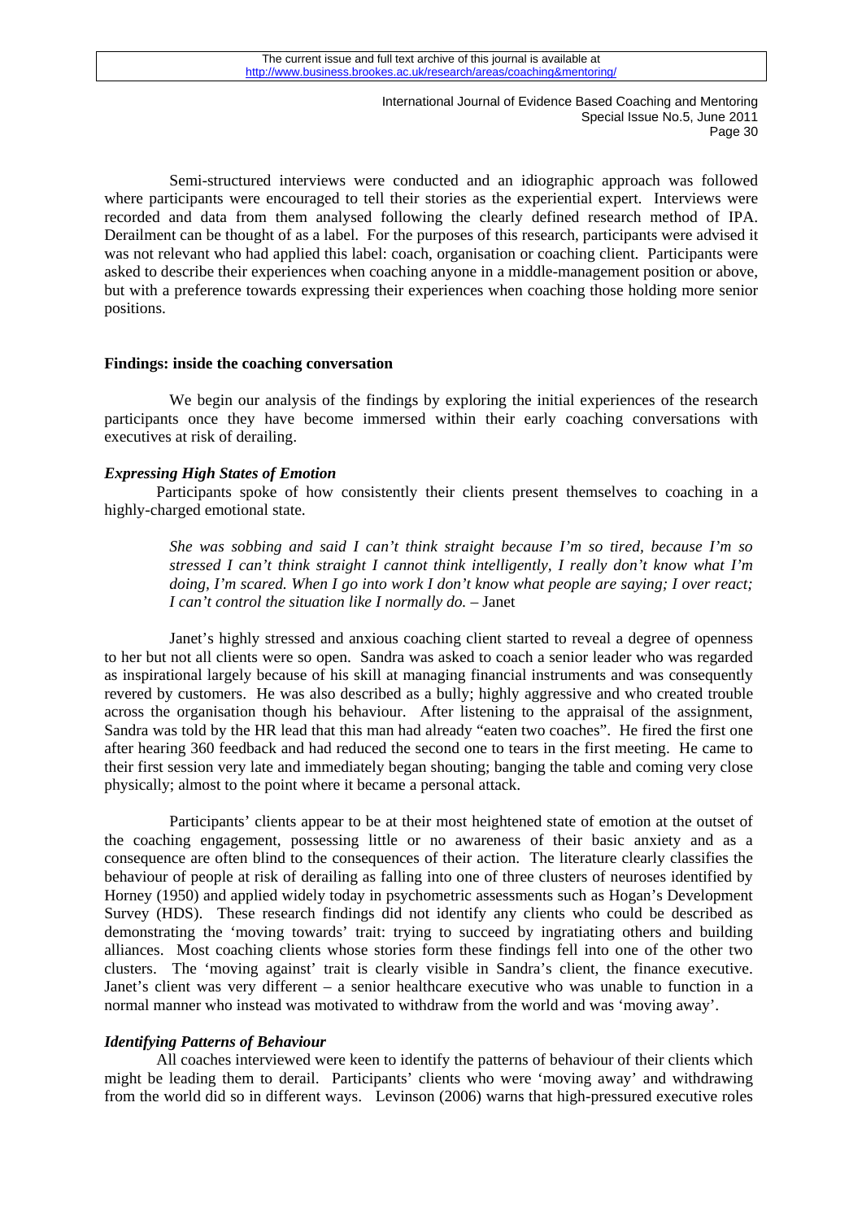Semi-structured interviews were conducted and an idiographic approach was followed where participants were encouraged to tell their stories as the experiential expert. Interviews were recorded and data from them analysed following the clearly defined research method of IPA. Derailment can be thought of as a label. For the purposes of this research, participants were advised it was not relevant who had applied this label: coach, organisation or coaching client. Participants were asked to describe their experiences when coaching anyone in a middle-management position or above, but with a preference towards expressing their experiences when coaching those holding more senior positions.

**Findings: inside the coaching conversation**

We begin our analysis of the findings by exploring the initial experiences of the research participants once they have become immersed within their early coaching conversations with executives at risk of derailing.

***Expressing High States of Emotion***

Participants spoke of how consistently their clients present themselves to coaching in a highly-charged emotional state.

> *She was sobbing and said I can't think straight because I'm so tired, because I'm so stressed I can't think straight I cannot think intelligently, I really don't know what I'm doing, I'm scared. When I go into work I don't know what people are saying; I over react; I can't control the situation like I normally do.* – Janet

Janet's highly stressed and anxious coaching client started to reveal a degree of openness to her but not all clients were so open. Sandra was asked to coach a senior leader who was regarded as inspirational largely because of his skill at managing financial instruments and was consequently revered by customers. He was also described as a bully; highly aggressive and who created trouble across the organisation though his behaviour. After listening to the appraisal of the assignment, Sandra was told by the HR lead that this man had already "eaten two coaches". He fired the first one after hearing 360 feedback and had reduced the second one to tears in the first meeting. He came to their first session very late and immediately began shouting; banging the table and coming very close physically; almost to the point where it became a personal attack.

Participants' clients appear to be at their most heightened state of emotion at the outset of the coaching engagement, possessing little or no awareness of their basic anxiety and as a consequence are often blind to the consequences of their action. The literature clearly classifies the behaviour of people at risk of derailing as falling into one of three clusters of neuroses identified by Horney (1950) and applied widely today in psychometric assessments such as Hogan's Development Survey (HDS). These research findings did not identify any clients who could be described as demonstrating the 'moving towards' trait: trying to succeed by ingratiating others and building alliances. Most coaching clients whose stories form these findings fell into one of the other two clusters. The 'moving against' trait is clearly visible in Sandra's client, the finance executive. Janet's client was very different – a senior healthcare executive who was unable to function in a normal manner who instead was motivated to withdraw from the world and was 'moving away'.

***Identifying Patterns of Behaviour***

All coaches interviewed were keen to identify the patterns of behaviour of their clients which might be leading them to derail. Participants' clients who were 'moving away' and withdrawing from the world did so in different ways. Levinson (2006) warns that high-pressured executive roles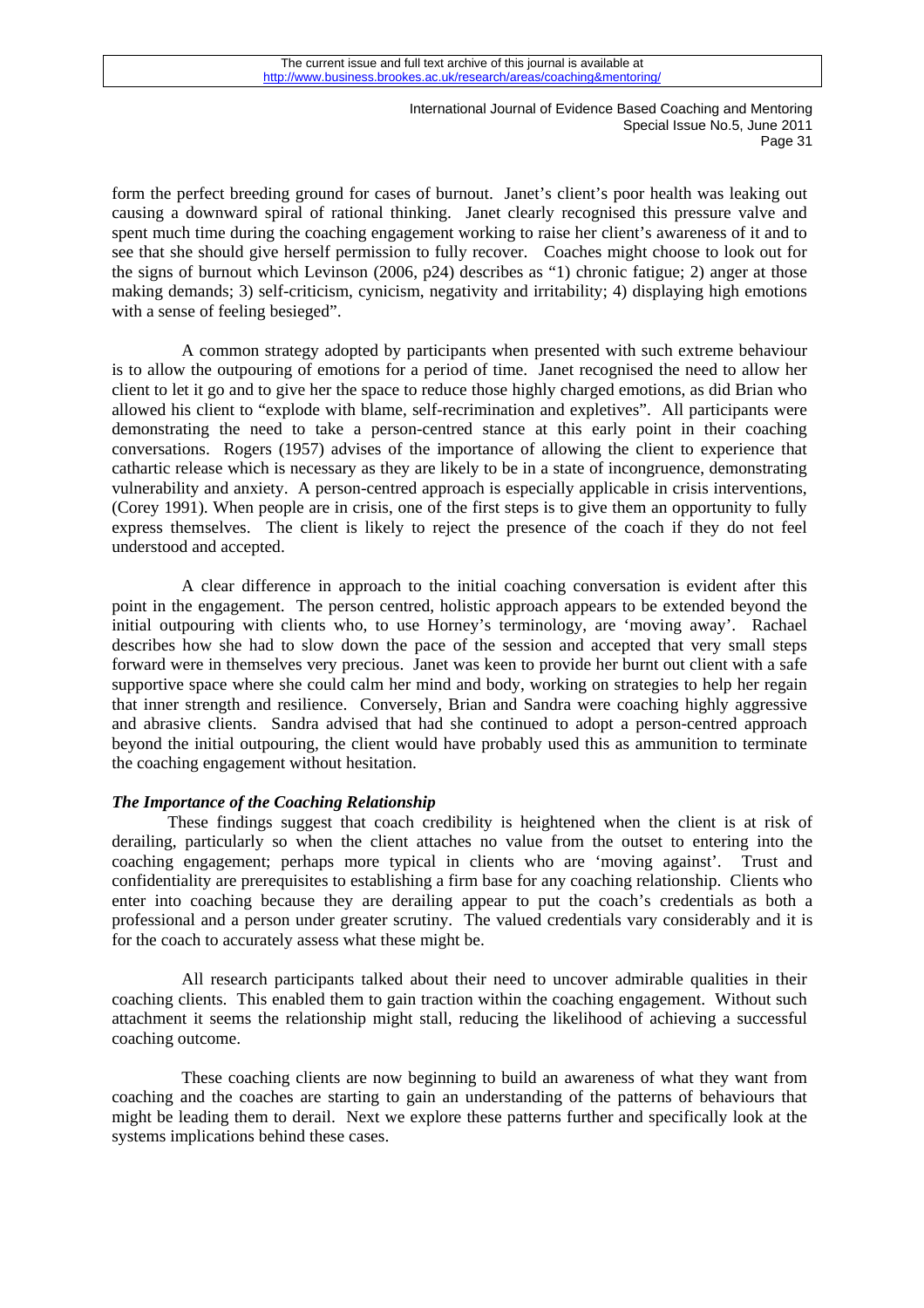form the perfect breeding ground for cases of burnout. Janet's client's poor health was leaking out causing a downward spiral of rational thinking. Janet clearly recognised this pressure valve and spent much time during the coaching engagement working to raise her client's awareness of it and to see that she should give herself permission to fully recover. Coaches might choose to look out for the signs of burnout which Levinson (2006, p24) describes as "1) chronic fatigue; 2) anger at those making demands; 3) self-criticism, cynicism, negativity and irritability; 4) displaying high emotions with a sense of feeling besieged".

A common strategy adopted by participants when presented with such extreme behaviour is to allow the outpouring of emotions for a period of time. Janet recognised the need to allow her client to let it go and to give her the space to reduce those highly charged emotions, as did Brian who allowed his client to "explode with blame, self-recrimination and expletives". All participants were demonstrating the need to take a person-centred stance at this early point in their coaching conversations. Rogers (1957) advises of the importance of allowing the client to experience that cathartic release which is necessary as they are likely to be in a state of incongruence, demonstrating vulnerability and anxiety. A person-centred approach is especially applicable in crisis interventions, (Corey 1991). When people are in crisis, one of the first steps is to give them an opportunity to fully express themselves. The client is likely to reject the presence of the coach if they do not feel understood and accepted.

A clear difference in approach to the initial coaching conversation is evident after this point in the engagement. The person centred, holistic approach appears to be extended beyond the initial outpouring with clients who, to use Horney's terminology, are 'moving away'. Rachael describes how she had to slow down the pace of the session and accepted that very small steps forward were in themselves very precious. Janet was keen to provide her burnt out client with a safe supportive space where she could calm her mind and body, working on strategies to help her regain that inner strength and resilience. Conversely, Brian and Sandra were coaching highly aggressive and abrasive clients. Sandra advised that had she continued to adopt a person-centred approach beyond the initial outpouring, the client would have probably used this as ammunition to terminate the coaching engagement without hesitation.

***The Importance of the Coaching Relationship***

These findings suggest that coach credibility is heightened when the client is at risk of derailing, particularly so when the client attaches no value from the outset to entering into the coaching engagement; perhaps more typical in clients who are 'moving against'. Trust and confidentiality are prerequisites to establishing a firm base for any coaching relationship. Clients who enter into coaching because they are derailing appear to put the coach's credentials as both a professional and a person under greater scrutiny. The valued credentials vary considerably and it is for the coach to accurately assess what these might be.

All research participants talked about their need to uncover admirable qualities in their coaching clients. This enabled them to gain traction within the coaching engagement. Without such attachment it seems the relationship might stall, reducing the likelihood of achieving a successful coaching outcome.

These coaching clients are now beginning to build an awareness of what they want from coaching and the coaches are starting to gain an understanding of the patterns of behaviours that might be leading them to derail. Next we explore these patterns further and specifically look at the systems implications behind these cases.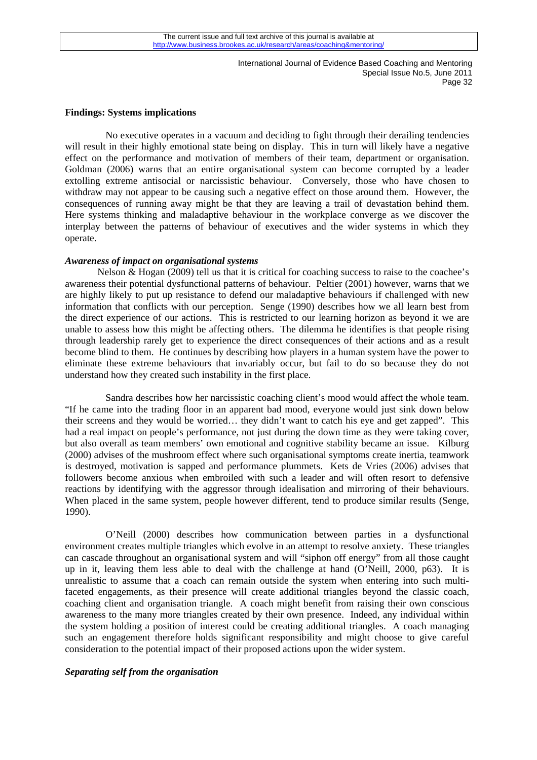**Findings: Systems implications**

No executive operates in a vacuum and deciding to fight through their derailing tendencies will result in their highly emotional state being on display. This in turn will likely have a negative effect on the performance and motivation of members of their team, department or organisation. Goldman (2006) warns that an entire organisational system can become corrupted by a leader extolling extreme antisocial or narcissistic behaviour. Conversely, those who have chosen to withdraw may not appear to be causing such a negative effect on those around them. However, the consequences of running away might be that they are leaving a trail of devastation behind them. Here systems thinking and maladaptive behaviour in the workplace converge as we discover the interplay between the patterns of behaviour of executives and the wider systems in which they operate.

***Awareness of impact on organisational systems***

Nelson & Hogan (2009) tell us that it is critical for coaching success to raise to the coachee's awareness their potential dysfunctional patterns of behaviour. Peltier (2001) however, warns that we are highly likely to put up resistance to defend our maladaptive behaviours if challenged with new information that conflicts with our perception. Senge (1990) describes how we all learn best from the direct experience of our actions. This is restricted to our learning horizon as beyond it we are unable to assess how this might be affecting others. The dilemma he identifies is that people rising through leadership rarely get to experience the direct consequences of their actions and as a result become blind to them. He continues by describing how players in a human system have the power to eliminate these extreme behaviours that invariably occur, but fail to do so because they do not understand how they created such instability in the first place.

Sandra describes how her narcissistic coaching client's mood would affect the whole team. "If he came into the trading floor in an apparent bad mood, everyone would just sink down below their screens and they would be worried… they didn't want to catch his eye and get zapped". This had a real impact on people's performance, not just during the down time as they were taking cover, but also overall as team members' own emotional and cognitive stability became an issue. Kilburg (2000) advises of the mushroom effect where such organisational symptoms create inertia, teamwork is destroyed, motivation is sapped and performance plummets. Kets de Vries (2006) advises that followers become anxious when embroiled with such a leader and will often resort to defensive reactions by identifying with the aggressor through idealisation and mirroring of their behaviours. When placed in the same system, people however different, tend to produce similar results (Senge, 1990).

O'Neill (2000) describes how communication between parties in a dysfunctional environment creates multiple triangles which evolve in an attempt to resolve anxiety. These triangles can cascade throughout an organisational system and will "siphon off energy" from all those caught up in it, leaving them less able to deal with the challenge at hand (O'Neill, 2000, p63). It is unrealistic to assume that a coach can remain outside the system when entering into such multi-faceted engagements, as their presence will create additional triangles beyond the classic coach, coaching client and organisation triangle. A coach might benefit from raising their own conscious awareness to the many more triangles created by their own presence. Indeed, any individual within the system holding a position of interest could be creating additional triangles. A coach managing such an engagement therefore holds significant responsibility and might choose to give careful consideration to the potential impact of their proposed actions upon the wider system.

***Separating self from the organisation***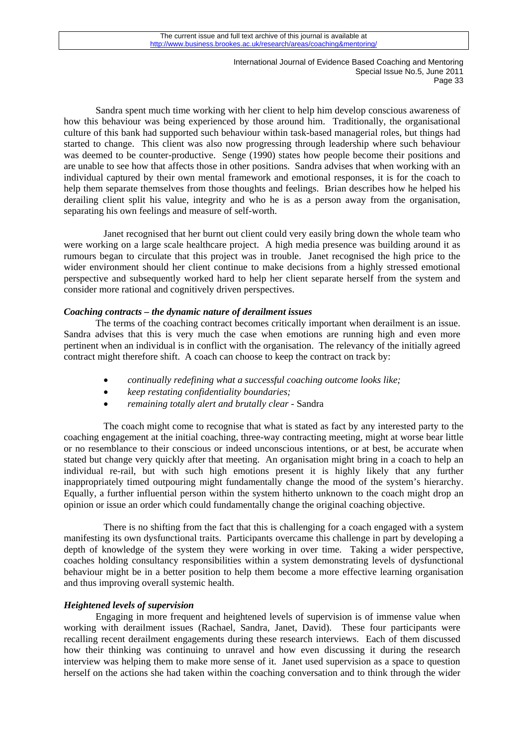Sandra spent much time working with her client to help him develop conscious awareness of how this behaviour was being experienced by those around him. Traditionally, the organisational culture of this bank had supported such behaviour within task-based managerial roles, but things had started to change. This client was also now progressing through leadership where such behaviour was deemed to be counter-productive. Senge (1990) states how people become their positions and are unable to see how that affects those in other positions. Sandra advises that when working with an individual captured by their own mental framework and emotional responses, it is for the coach to help them separate themselves from those thoughts and feelings. Brian describes how he helped his derailing client split his value, integrity and who he is as a person away from the organisation, separating his own feelings and measure of self-worth.

Janet recognised that her burnt out client could very easily bring down the whole team who were working on a large scale healthcare project. A high media presence was building around it as rumours began to circulate that this project was in trouble. Janet recognised the high price to the wider environment should her client continue to make decisions from a highly stressed emotional perspective and subsequently worked hard to help her client separate herself from the system and consider more rational and cognitively driven perspectives.

### *Coaching contracts – the dynamic nature of derailment issues*

The terms of the coaching contract becomes critically important when derailment is an issue. Sandra advises that this is very much the case when emotions are running high and even more pertinent when an individual is in conflict with the organisation. The relevancy of the initially agreed contract might therefore shift. A coach can choose to keep the contract on track by:

- *continually redefining what a successful coaching outcome looks like;*
- *keep restating confidentiality boundaries;*
- *remaining totally alert and brutally clear* - Sandra

The coach might come to recognise that what is stated as fact by any interested party to the coaching engagement at the initial coaching, three-way contracting meeting, might at worse bear little or no resemblance to their conscious or indeed unconscious intentions, or at best, be accurate when stated but change very quickly after that meeting. An organisation might bring in a coach to help an individual re-rail, but with such high emotions present it is highly likely that any further inappropriately timed outpouring might fundamentally change the mood of the system's hierarchy. Equally, a further influential person within the system hitherto unknown to the coach might drop an opinion or issue an order which could fundamentally change the original coaching objective.

There is no shifting from the fact that this is challenging for a coach engaged with a system manifesting its own dysfunctional traits. Participants overcame this challenge in part by developing a depth of knowledge of the system they were working in over time. Taking a wider perspective, coaches holding consultancy responsibilities within a system demonstrating levels of dysfunctional behaviour might be in a better position to help them become a more effective learning organisation and thus improving overall systemic health.

### *Heightened levels of supervision*

Engaging in more frequent and heightened levels of supervision is of immense value when working with derailment issues (Rachael, Sandra, Janet, David). These four participants were recalling recent derailment engagements during these research interviews. Each of them discussed how their thinking was continuing to unravel and how even discussing it during the research interview was helping them to make more sense of it. Janet used supervision as a space to question herself on the actions she had taken within the coaching conversation and to think through the wider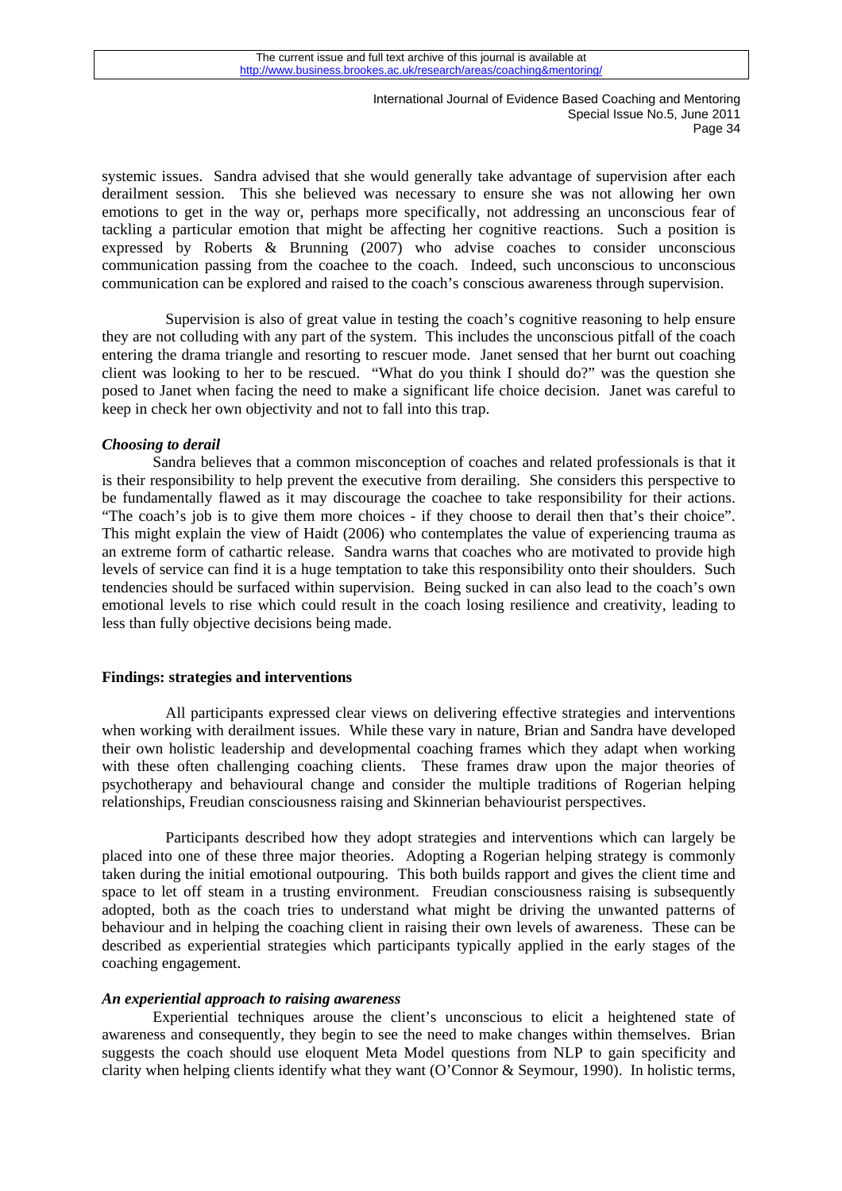systemic issues. Sandra advised that she would generally take advantage of supervision after each derailment session. This she believed was necessary to ensure she was not allowing her own emotions to get in the way or, perhaps more specifically, not addressing an unconscious fear of tackling a particular emotion that might be affecting her cognitive reactions. Such a position is expressed by Roberts & Brunning (2007) who advise coaches to consider unconscious communication passing from the coachee to the coach. Indeed, such unconscious to unconscious communication can be explored and raised to the coach's conscious awareness through supervision.

Supervision is also of great value in testing the coach's cognitive reasoning to help ensure they are not colluding with any part of the system. This includes the unconscious pitfall of the coach entering the drama triangle and resorting to rescuer mode. Janet sensed that her burnt out coaching client was looking to her to be rescued. "What do you think I should do?" was the question she posed to Janet when facing the need to make a significant life choice decision. Janet was careful to keep in check her own objectivity and not to fall into this trap.

***Choosing to derail***

Sandra believes that a common misconception of coaches and related professionals is that it is their responsibility to help prevent the executive from derailing. She considers this perspective to be fundamentally flawed as it may discourage the coachee to take responsibility for their actions. "The coach's job is to give them more choices - if they choose to derail then that's their choice". This might explain the view of Haidt (2006) who contemplates the value of experiencing trauma as an extreme form of cathartic release. Sandra warns that coaches who are motivated to provide high levels of service can find it is a huge temptation to take this responsibility onto their shoulders. Such tendencies should be surfaced within supervision. Being sucked in can also lead to the coach's own emotional levels to rise which could result in the coach losing resilience and creativity, leading to less than fully objective decisions being made.

**Findings: strategies and interventions**

All participants expressed clear views on delivering effective strategies and interventions when working with derailment issues. While these vary in nature, Brian and Sandra have developed their own holistic leadership and developmental coaching frames which they adapt when working with these often challenging coaching clients. These frames draw upon the major theories of psychotherapy and behavioural change and consider the multiple traditions of Rogerian helping relationships, Freudian consciousness raising and Skinnerian behaviourist perspectives.

Participants described how they adopt strategies and interventions which can largely be placed into one of these three major theories. Adopting a Rogerian helping strategy is commonly taken during the initial emotional outpouring. This both builds rapport and gives the client time and space to let off steam in a trusting environment. Freudian consciousness raising is subsequently adopted, both as the coach tries to understand what might be driving the unwanted patterns of behaviour and in helping the coaching client in raising their own levels of awareness. These can be described as experiential strategies which participants typically applied in the early stages of the coaching engagement.

***An experiential approach to raising awareness***

Experiential techniques arouse the client's unconscious to elicit a heightened state of awareness and consequently, they begin to see the need to make changes within themselves. Brian suggests the coach should use eloquent Meta Model questions from NLP to gain specificity and clarity when helping clients identify what they want (O'Connor & Seymour, 1990). In holistic terms,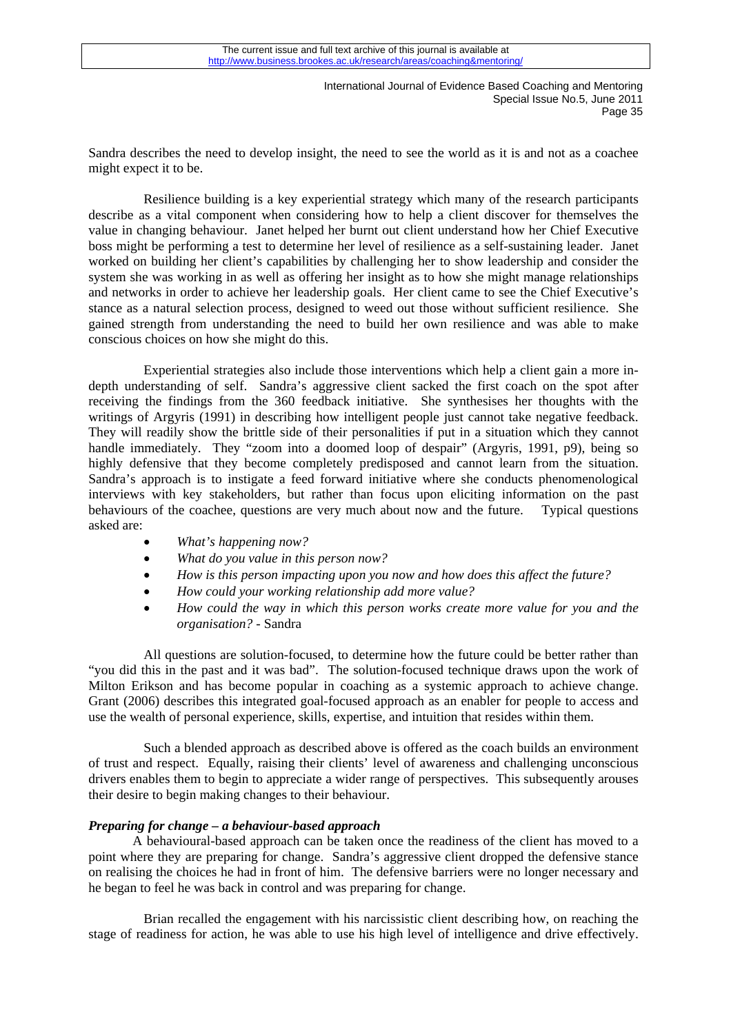Sandra describes the need to develop insight, the need to see the world as it is and not as a coachee might expect it to be.

Resilience building is a key experiential strategy which many of the research participants describe as a vital component when considering how to help a client discover for themselves the value in changing behaviour. Janet helped her burnt out client understand how her Chief Executive boss might be performing a test to determine her level of resilience as a self-sustaining leader. Janet worked on building her client's capabilities by challenging her to show leadership and consider the system she was working in as well as offering her insight as to how she might manage relationships and networks in order to achieve her leadership goals. Her client came to see the Chief Executive's stance as a natural selection process, designed to weed out those without sufficient resilience. She gained strength from understanding the need to build her own resilience and was able to make conscious choices on how she might do this.

Experiential strategies also include those interventions which help a client gain a more in-depth understanding of self. Sandra's aggressive client sacked the first coach on the spot after receiving the findings from the 360 feedback initiative. She synthesises her thoughts with the writings of Argyris (1991) in describing how intelligent people just cannot take negative feedback. They will readily show the brittle side of their personalities if put in a situation which they cannot handle immediately. They "zoom into a doomed loop of despair" (Argyris, 1991, p9), being so highly defensive that they become completely predisposed and cannot learn from the situation. Sandra's approach is to instigate a feed forward initiative where she conducts phenomenological interviews with key stakeholders, but rather than focus upon eliciting information on the past behaviours of the coachee, questions are very much about now and the future. Typical questions asked are:

- *What's happening now?*
- *What do you value in this person now?*
- *How is this person impacting upon you now and how does this affect the future?*
- *How could your working relationship add more value?*
- *How could the way in which this person works create more value for you and the organisation?* - Sandra

All questions are solution-focused, to determine how the future could be better rather than "you did this in the past and it was bad". The solution-focused technique draws upon the work of Milton Erikson and has become popular in coaching as a systemic approach to achieve change. Grant (2006) describes this integrated goal-focused approach as an enabler for people to access and use the wealth of personal experience, skills, expertise, and intuition that resides within them.

Such a blended approach as described above is offered as the coach builds an environment of trust and respect. Equally, raising their clients' level of awareness and challenging unconscious drivers enables them to begin to appreciate a wider range of perspectives. This subsequently arouses their desire to begin making changes to their behaviour.

### *Preparing for change – a behaviour-based approach*

A behavioural-based approach can be taken once the readiness of the client has moved to a point where they are preparing for change. Sandra's aggressive client dropped the defensive stance on realising the choices he had in front of him. The defensive barriers were no longer necessary and he began to feel he was back in control and was preparing for change.

Brian recalled the engagement with his narcissistic client describing how, on reaching the stage of readiness for action, he was able to use his high level of intelligence and drive effectively.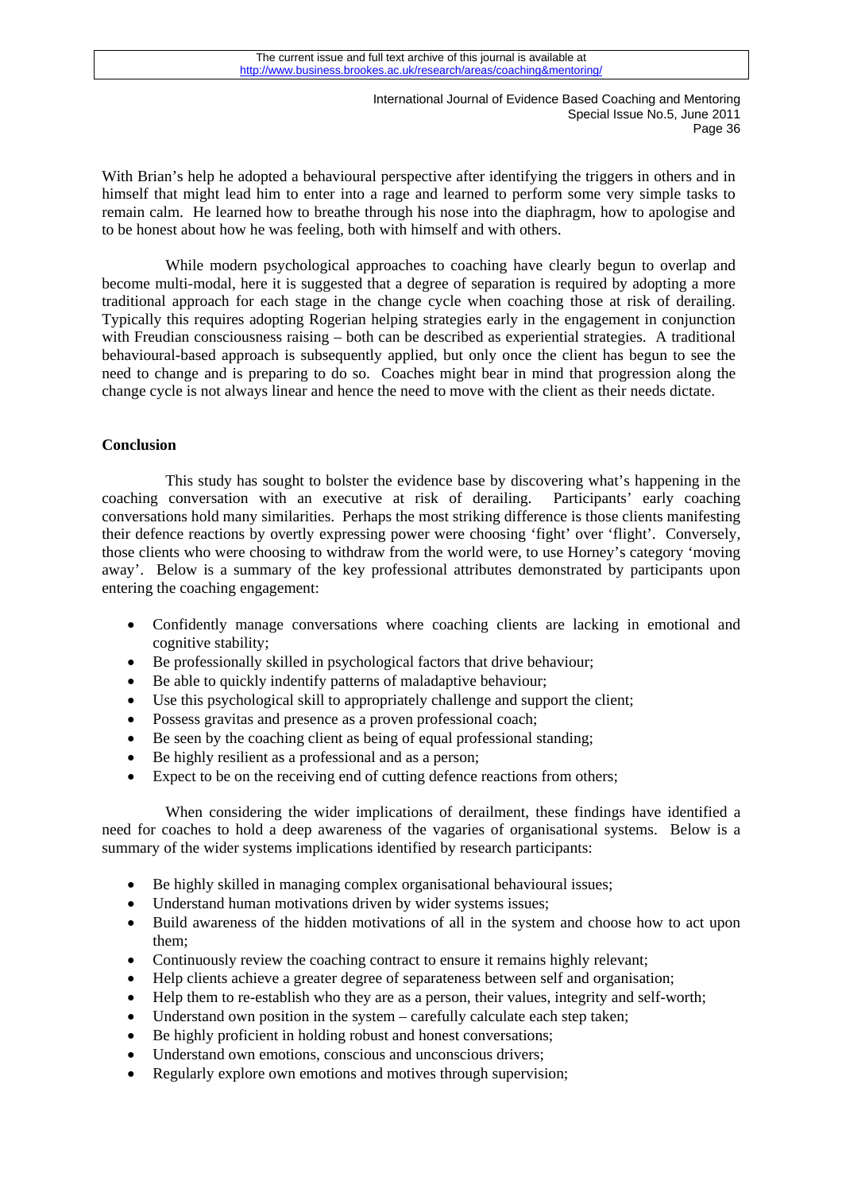With Brian's help he adopted a behavioural perspective after identifying the triggers in others and in himself that might lead him to enter into a rage and learned to perform some very simple tasks to remain calm. He learned how to breathe through his nose into the diaphragm, how to apologise and to be honest about how he was feeling, both with himself and with others.

While modern psychological approaches to coaching have clearly begun to overlap and become multi-modal, here it is suggested that a degree of separation is required by adopting a more traditional approach for each stage in the change cycle when coaching those at risk of derailing. Typically this requires adopting Rogerian helping strategies early in the engagement in conjunction with Freudian consciousness raising – both can be described as experiential strategies. A traditional behavioural-based approach is subsequently applied, but only once the client has begun to see the need to change and is preparing to do so. Coaches might bear in mind that progression along the change cycle is not always linear and hence the need to move with the client as their needs dictate.

## Conclusion

This study has sought to bolster the evidence base by discovering what's happening in the coaching conversation with an executive at risk of derailing. Participants' early coaching conversations hold many similarities. Perhaps the most striking difference is those clients manifesting their defence reactions by overtly expressing power were choosing 'fight' over 'flight'. Conversely, those clients who were choosing to withdraw from the world were, to use Horney's category 'moving away'. Below is a summary of the key professional attributes demonstrated by participants upon entering the coaching engagement:

- Confidently manage conversations where coaching clients are lacking in emotional and cognitive stability;
- Be professionally skilled in psychological factors that drive behaviour;
- Be able to quickly indentify patterns of maladaptive behaviour;
- Use this psychological skill to appropriately challenge and support the client;
- Possess gravitas and presence as a proven professional coach;
- Be seen by the coaching client as being of equal professional standing;
- Be highly resilient as a professional and as a person;
- Expect to be on the receiving end of cutting defence reactions from others;

When considering the wider implications of derailment, these findings have identified a need for coaches to hold a deep awareness of the vagaries of organisational systems. Below is a summary of the wider systems implications identified by research participants:

- Be highly skilled in managing complex organisational behavioural issues;
- Understand human motivations driven by wider systems issues;
- Build awareness of the hidden motivations of all in the system and choose how to act upon them;
- Continuously review the coaching contract to ensure it remains highly relevant;
- Help clients achieve a greater degree of separateness between self and organisation;
- Help them to re-establish who they are as a person, their values, integrity and self-worth;
- Understand own position in the system – carefully calculate each step taken;
- Be highly proficient in holding robust and honest conversations;
- Understand own emotions, conscious and unconscious drivers;
- Regularly explore own emotions and motives through supervision;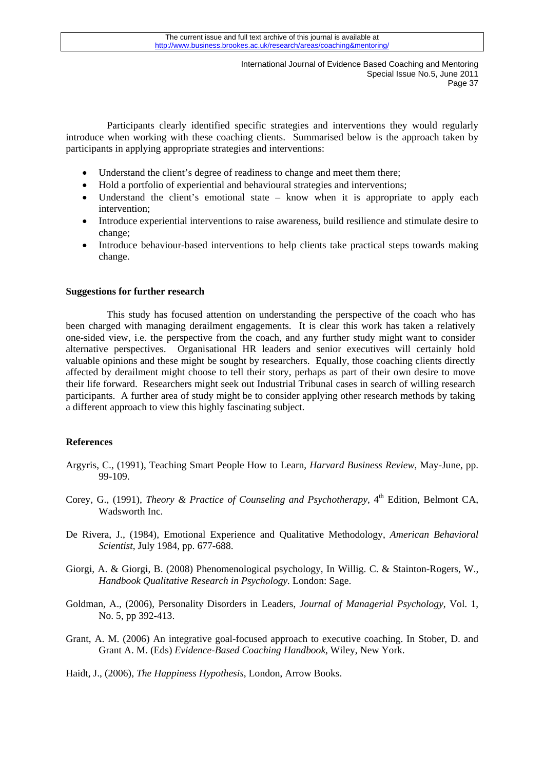Participants clearly identified specific strategies and interventions they would regularly introduce when working with these coaching clients. Summarised below is the approach taken by participants in applying appropriate strategies and interventions:

- Understand the client's degree of readiness to change and meet them there;
- Hold a portfolio of experiential and behavioural strategies and interventions;
- Understand the client's emotional state – know when it is appropriate to apply each intervention;
- Introduce experiential interventions to raise awareness, build resilience and stimulate desire to change;
- Introduce behaviour-based interventions to help clients take practical steps towards making change.

## Suggestions for further research

This study has focused attention on understanding the perspective of the coach who has been charged with managing derailment engagements. It is clear this work has taken a relatively one-sided view, i.e. the perspective from the coach, and any further study might want to consider alternative perspectives. Organisational HR leaders and senior executives will certainly hold valuable opinions and these might be sought by researchers. Equally, those coaching clients directly affected by derailment might choose to tell their story, perhaps as part of their own desire to move their life forward. Researchers might seek out Industrial Tribunal cases in search of willing research participants. A further area of study might be to consider applying other research methods by taking a different approach to view this highly fascinating subject.

## References

Argyris, C., (1991), Teaching Smart People How to Learn, *Harvard Business Review*, May-June, pp. 99-109.

Corey, G., (1991), *Theory & Practice of Counseling and Psychotherapy*, 4th Edition, Belmont CA, Wadsworth Inc.

De Rivera, J., (1984), Emotional Experience and Qualitative Methodology, *American Behavioral Scientist*, July 1984, pp. 677-688.

Giorgi, A. & Giorgi, B. (2008) Phenomenological psychology, In Willig. C. & Stainton-Rogers, W., *Handbook Qualitative Research in Psychology.* London: Sage.

Goldman, A., (2006), Personality Disorders in Leaders, *Journal of Managerial Psychology*, Vol. 1, No. 5, pp 392-413.

Grant, A. M. (2006) An integrative goal-focused approach to executive coaching. In Stober, D. and Grant A. M. (Eds) *Evidence-Based Coaching Handbook*, Wiley, New York.

Haidt, J., (2006), *The Happiness Hypothesis*, London, Arrow Books.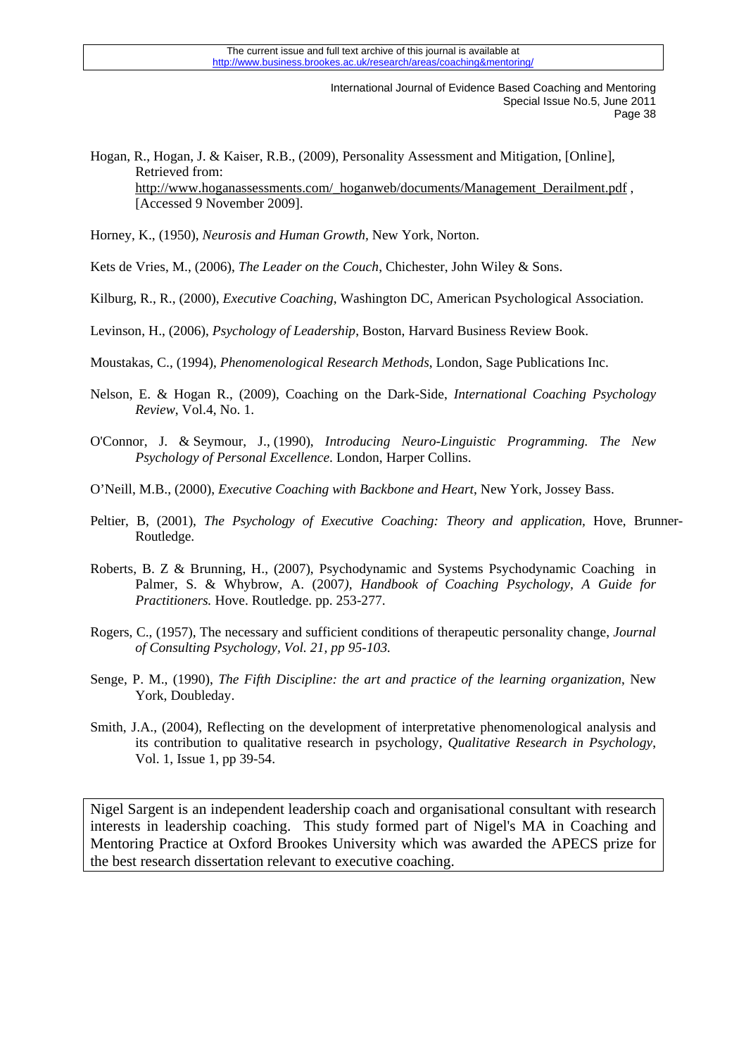Hogan, R., Hogan, J. & Kaiser, R.B., (2009), Personality Assessment and Mitigation, [Online], Retrieved from: http://www.hoganassessments.com/_hoganweb/documents/Management_Derailment.pdf , [Accessed 9 November 2009].

Horney, K., (1950), *Neurosis and Human Growth*, New York, Norton.

Kets de Vries, M., (2006), *The Leader on the Couch*, Chichester, John Wiley & Sons.

Kilburg, R., R., (2000), *Executive Coaching*, Washington DC, American Psychological Association.

Levinson, H., (2006), *Psychology of Leadership*, Boston, Harvard Business Review Book.

Moustakas, C., (1994), *Phenomenological Research Methods*, London, Sage Publications Inc.

Nelson, E. & Hogan R., (2009), Coaching on the Dark-Side, *International Coaching Psychology Review*, Vol.4, No. 1.

O'Connor, J. & Seymour, J., (1990), *Introducing Neuro-Linguistic Programming. The New Psychology of Personal Excellence*. London, Harper Collins.

O'Neill, M.B., (2000), *Executive Coaching with Backbone and Heart*, New York, Jossey Bass.

Peltier, B, (2001), *The Psychology of Executive Coaching: Theory and application*, Hove, Brunner-Routledge.

Roberts, B. Z & Brunning, H., (2007), Psychodynamic and Systems Psychodynamic Coaching in Palmer, S. & Whybrow, A. (2007*), Handbook of Coaching Psychology, A Guide for Practitioners.* Hove. Routledge. pp. 253-277.

Rogers, C., (1957), The necessary and sufficient conditions of therapeutic personality change, *Journal of Consulting Psychology, Vol. 21, pp 95-103.*

Senge, P. M., (1990), *The Fifth Discipline: the art and practice of the learning organization*, New York, Doubleday.

Smith, J.A., (2004), Reflecting on the development of interpretative phenomenological analysis and its contribution to qualitative research in psychology, *Qualitative Research in Psychology*, Vol. 1, Issue 1, pp 39-54.

Nigel Sargent is an independent leadership coach and organisational consultant with research interests in leadership coaching. This study formed part of Nigel's MA in Coaching and Mentoring Practice at Oxford Brookes University which was awarded the APECS prize for the best research dissertation relevant to executive coaching.